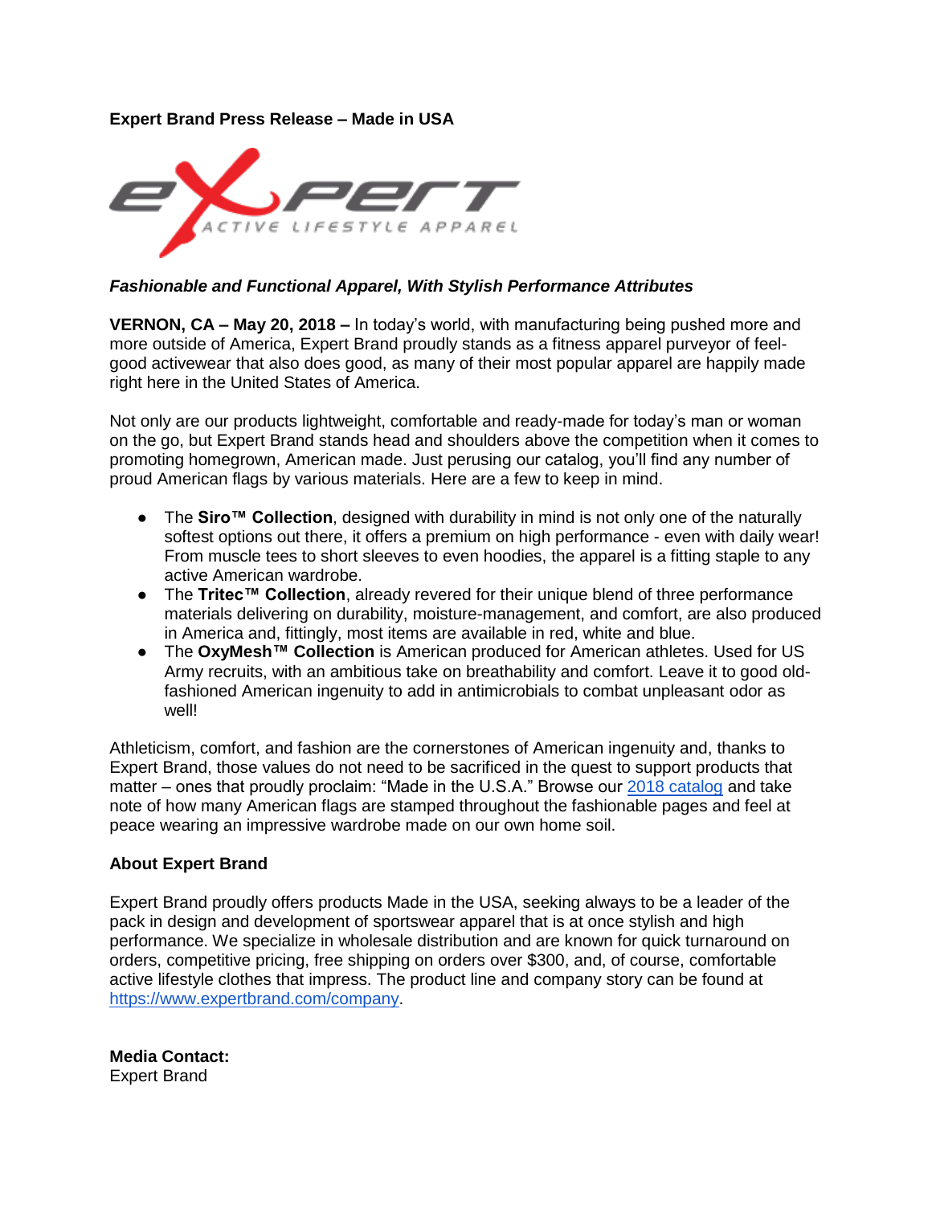**Expert Brand Press Release – Made in USA**

***Fashionable and Functional Apparel, With Stylish Performance Attributes***

**VERNON, CA – May 20, 2018 –** In today's world, with manufacturing being pushed more and more outside of America, Expert Brand proudly stands as a fitness apparel purveyor of feel-good activewear that also does good, as many of their most popular apparel are happily made right here in the United States of America.

Not only are our products lightweight, comfortable and ready-made for today's man or woman on the go, but Expert Brand stands head and shoulders above the competition when it comes to promoting homegrown, American made. Just perusing our catalog, you'll find any number of proud American flags by various materials. Here are a few to keep in mind.

- The **Siro™ Collection**, designed with durability in mind is not only one of the naturally softest options out there, it offers a premium on high performance - even with daily wear! From muscle tees to short sleeves to even hoodies, the apparel is a fitting staple to any active American wardrobe.
- The **Tritec™ Collection**, already revered for their unique blend of three performance materials delivering on durability, moisture-management, and comfort, are also produced in America and, fittingly, most items are available in red, white and blue.
- The **OxyMesh™ Collection** is American produced for American athletes. Used for US Army recruits, with an ambitious take on breathability and comfort. Leave it to good old-fashioned American ingenuity to add in antimicrobials to combat unpleasant odor as well!

Athleticism, comfort, and fashion are the cornerstones of American ingenuity and, thanks to Expert Brand, those values do not need to be sacrificed in the quest to support products that matter – ones that proudly proclaim: "Made in the U.S.A." Browse our 2018 catalog and take note of how many American flags are stamped throughout the fashionable pages and feel at peace wearing an impressive wardrobe made on our own home soil.

**About Expert Brand**

Expert Brand proudly offers products Made in the USA, seeking always to be a leader of the pack in design and development of sportswear apparel that is at once stylish and high performance. We specialize in wholesale distribution and are known for quick turnaround on orders, competitive pricing, free shipping on orders over $300, and, of course, comfortable active lifestyle clothes that impress. The product line and company story can be found at https://www.expertbrand.com/company.

**Media Contact:**
Expert Brand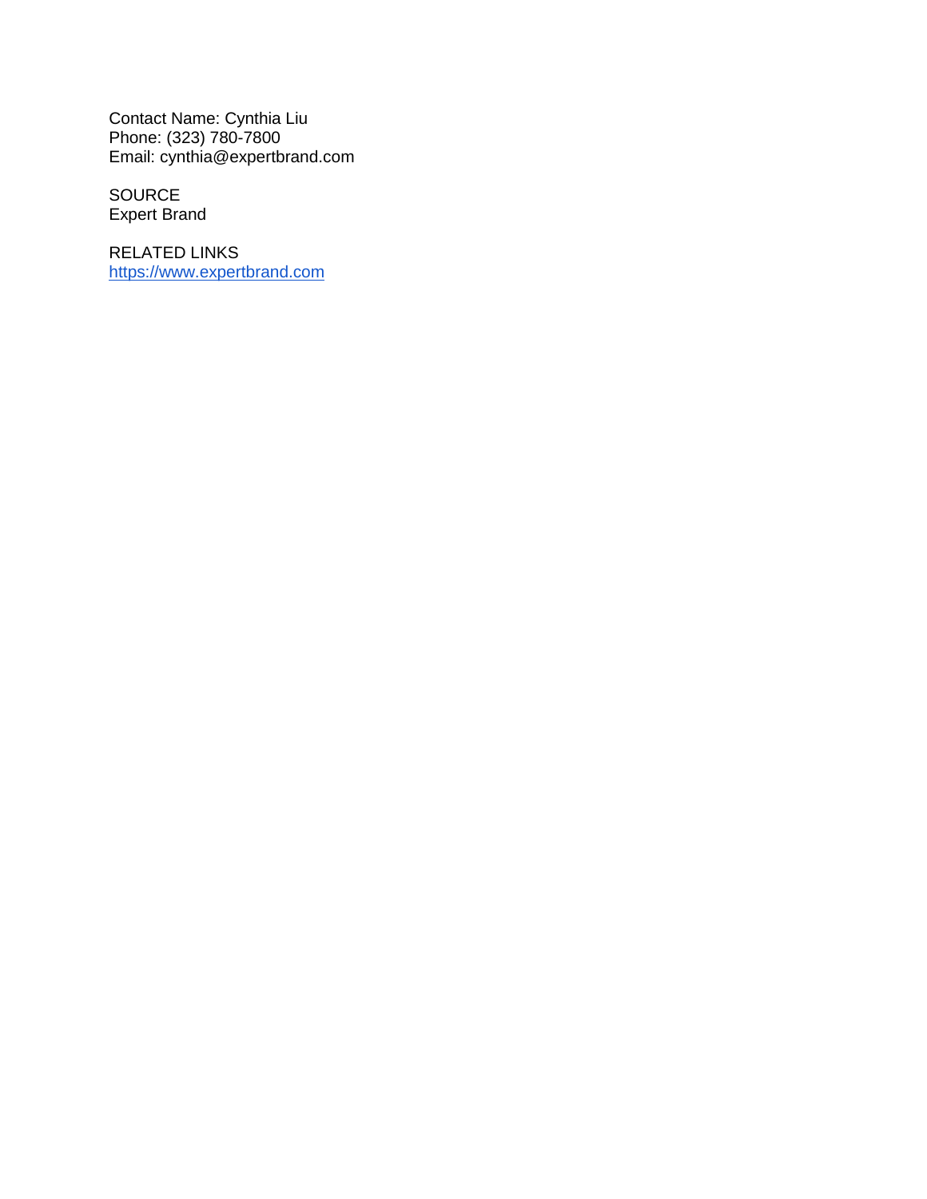Contact Name: Cynthia Liu
Phone: (323) 780-7800
Email: cynthia@expertbrand.com

SOURCE
Expert Brand

RELATED LINKS
https://www.expertbrand.com